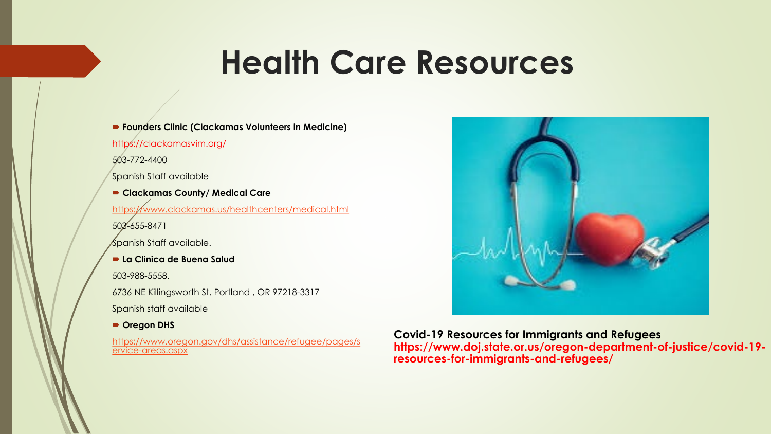# Health Care Resources

- **Founders Clinic (Clackamas Volunteers in Medicine)**

https://clackamasvim.org/

503-772-4400

Spanish Staff available

- **Clackamas County/ Medical Care**

https://www.clackamas.us/healthcenters/medical.html

503-655-8471

Spanish Staff available.

- **La Clinica de Buena Salud**

503-988-5558.

6736 NE Killingsworth St. Portland , OR 97218-3317

Spanish staff available

- **Oregon DHS**

https://www.oregon.gov/dhs/assistance/refugee/pages/service-areas.aspx

**Covid-19 Resources for Immigrants and Refugees**
**https://www.doj.state.or.us/oregon-department-of-justice/covid-19-resources-for-immigrants-and-refugees/**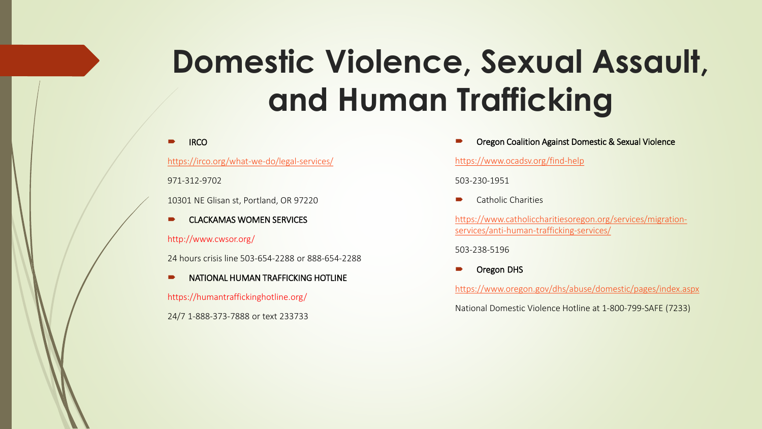# Domestic Violence, Sexual Assault, and Human Trafficking

- IRCO

https://irco.org/what-we-do/legal-services/

971-312-9702

10301 NE Glisan st, Portland, OR 97220

- CLACKAMAS WOMEN SERVICES

http://www.cwsor.org/

24 hours crisis line 503-654-2288 or 888-654-2288

- NATIONAL HUMAN TRAFFICKING HOTLINE

https://humantraffickinghotline.org/

24/7 1-888-373-7888 or text 233733

- Oregon Coalition Against Domestic & Sexual Violence

https://www.ocadsv.org/find-help

503-230-1951

- Catholic Charities

https://www.catholiccharitiesoregon.org/services/migration-services/anti-human-trafficking-services/

503-238-5196

- Oregon DHS

https://www.oregon.gov/dhs/abuse/domestic/pages/index.aspx

National Domestic Violence Hotline at 1-800-799-SAFE (7233)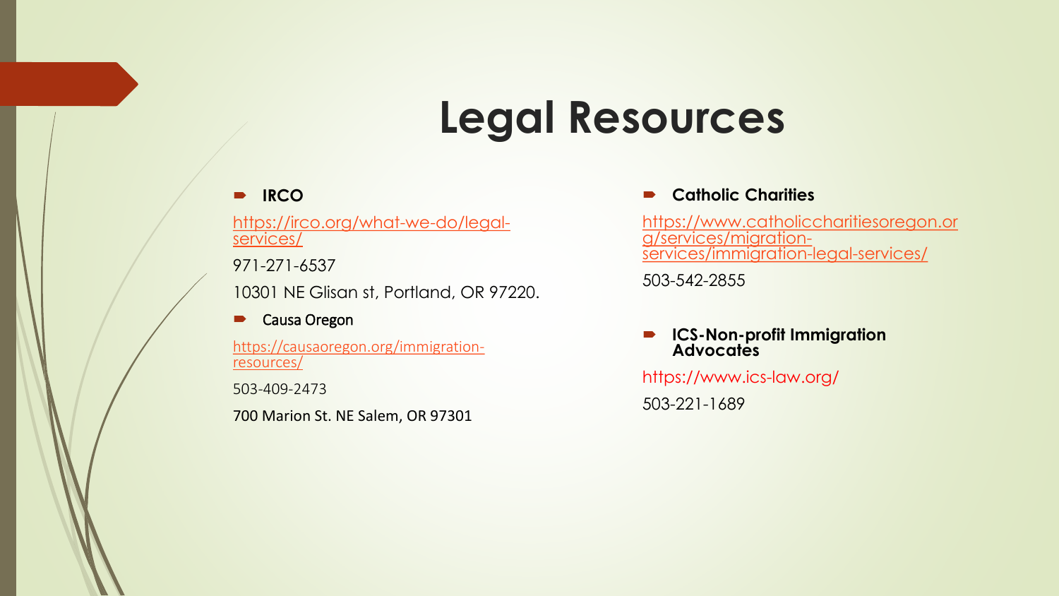# Legal Resources

- **IRCO**

https://irco.org/what-we-do/legal-services/

971-271-6537

10301 NE Glisan st, Portland, OR 97220.

- Causa Oregon

https://causaoregon.org/immigration-resources/

503-409-2473

700 Marion St. NE Salem, OR 97301

- **Catholic Charities**

https://www.catholiccharitiesoregon.org/services/migration-services/immigration-legal-services/

503-542-2855

- **ICS-Non-profit Immigration Advocates**

https://www.ics-law.org/

503-221-1689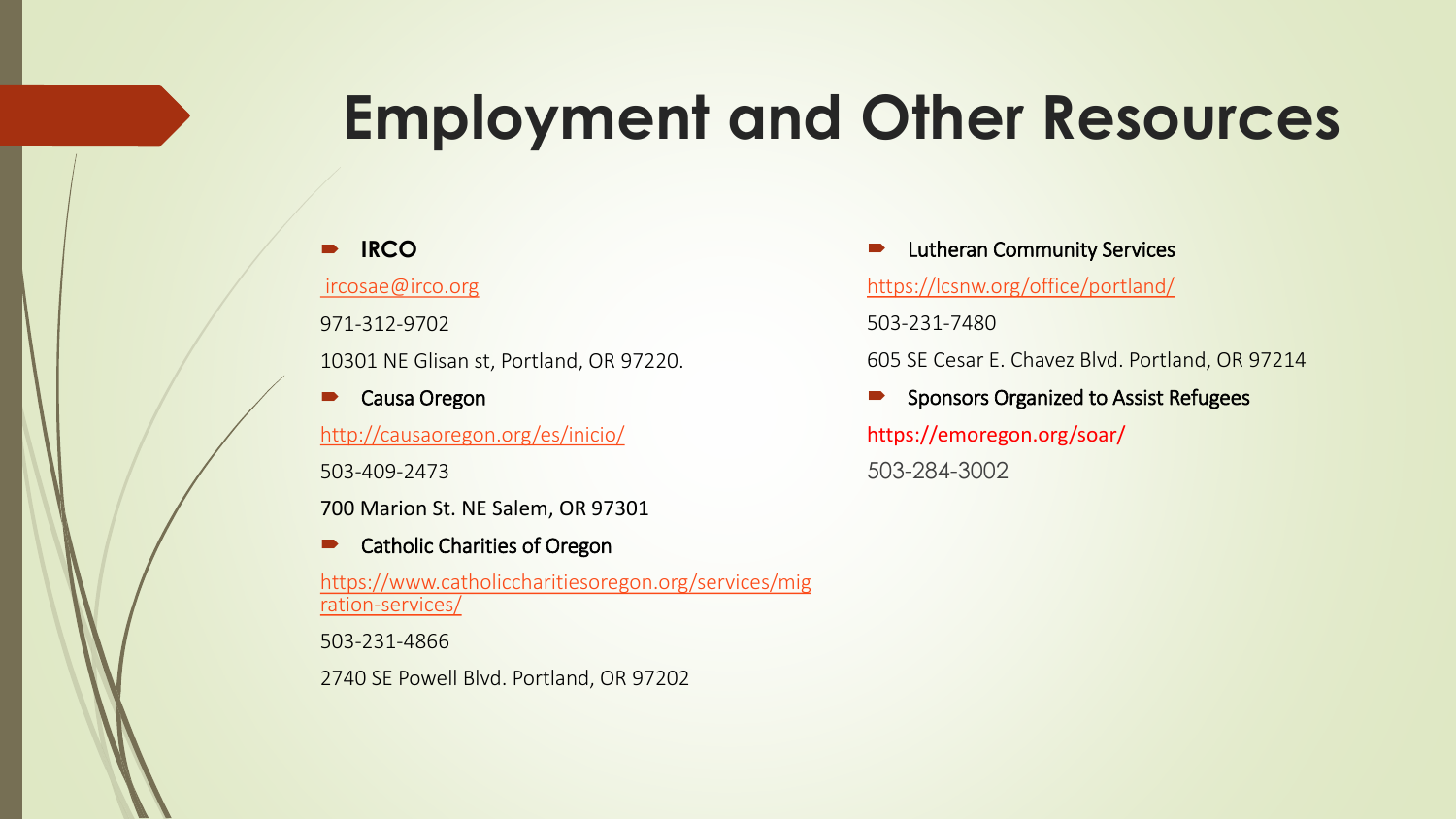# Employment and Other Resources

- **IRCO**

ircosae@irco.org

971-312-9702

10301 NE Glisan st, Portland, OR 97220.

- Causa Oregon

http://causaoregon.org/es/inicio/

503-409-2473

700 Marion St. NE Salem, OR 97301

- Catholic Charities of Oregon

https://www.catholiccharitiesoregon.org/services/migration-services/

503-231-4866

2740 SE Powell Blvd. Portland, OR 97202

- Lutheran Community Services

https://lcsnw.org/office/portland/

503-231-7480

605 SE Cesar E. Chavez Blvd. Portland, OR 97214

- Sponsors Organized to Assist Refugees

https://emoregon.org/soar/

503-284-3002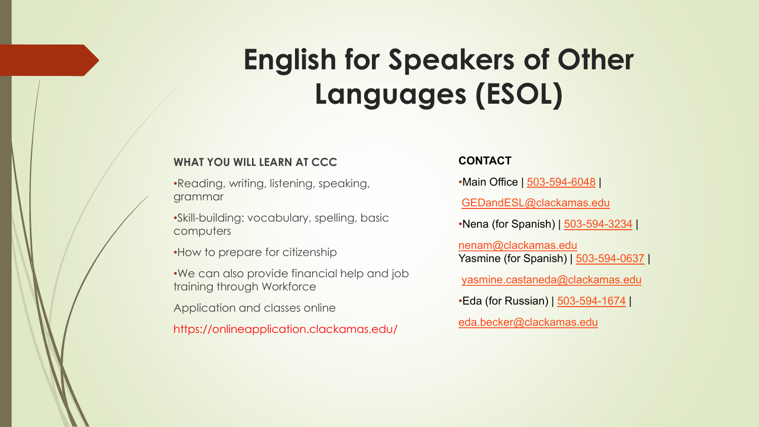# English for Speakers of Other Languages (ESOL)

### WHAT YOU WILL LEARN AT CCC

- Reading, writing, listening, speaking, grammar
- Skill-building: vocabulary, spelling, basic computers
- How to prepare for citizenship
- We can also provide financial help and job training through Workforce

Application and classes online

https://onlineapplication.clackamas.edu/

### CONTACT

- Main Office | 503-594-6048 | GEDandESL@clackamas.edu
- Nena (for Spanish) | 503-594-3234 | nenam@clackamas.edu

  Yasmine (for Spanish) | 503-594-0637 | yasmine.castaneda@clackamas.edu
- Eda (for Russian) | 503-594-1674 | eda.becker@clackamas.edu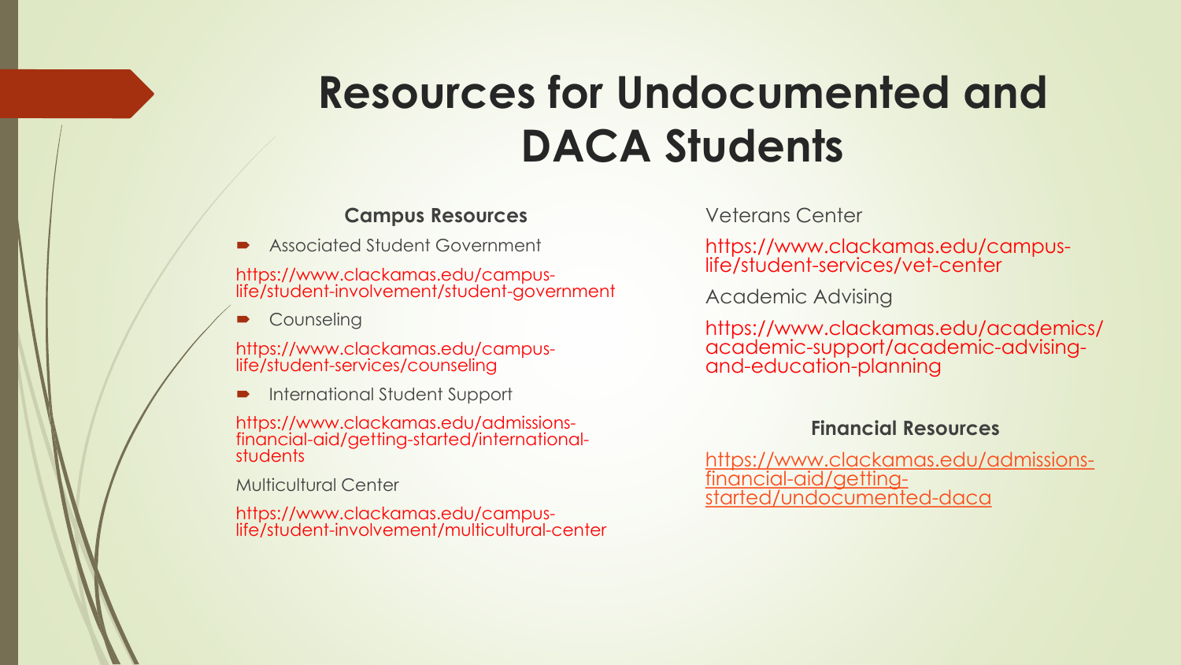# Resources for Undocumented and DACA Students

### Campus Resources

- Associated Student Government

https://www.clackamas.edu/campus-life/student-involvement/student-government

- Counseling

https://www.clackamas.edu/campus-life/student-services/counseling

- International Student Support

https://www.clackamas.edu/admissions-financial-aid/getting-started/international-students

Multicultural Center

https://www.clackamas.edu/campus-life/student-involvement/multicultural-center

Veterans Center

https://www.clackamas.edu/campus-life/student-services/vet-center

Academic Advising

https://www.clackamas.edu/academics/academic-support/academic-advising-and-education-planning

### Financial Resources

https://www.clackamas.edu/admissions-financial-aid/getting-started/undocumented-daca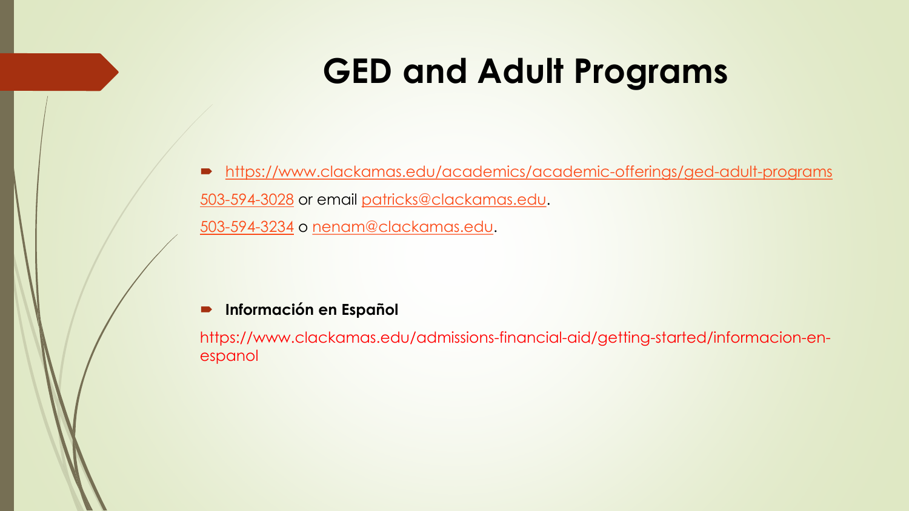# GED and Adult Programs

- https://www.clackamas.edu/academics/academic-offerings/ged-adult-programs

503-594-3028 or email patricks@clackamas.edu.

503-594-3234 o nenam@clackamas.edu.

- **Información en Español**

https://www.clackamas.edu/admissions-financial-aid/getting-started/informacion-en-espanol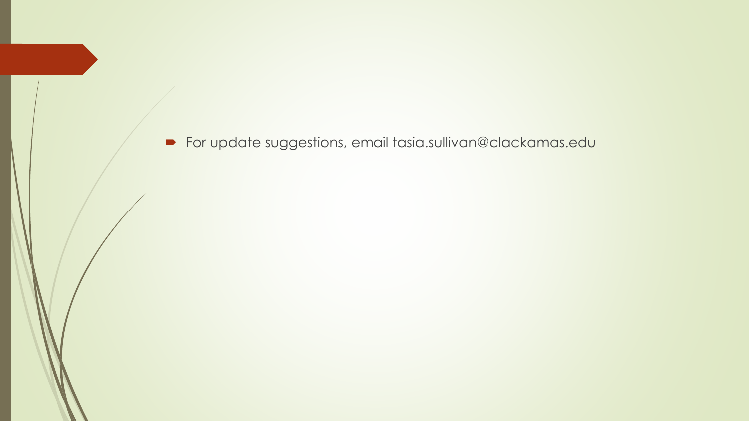- For update suggestions, email tasia.sullivan@clackamas.edu